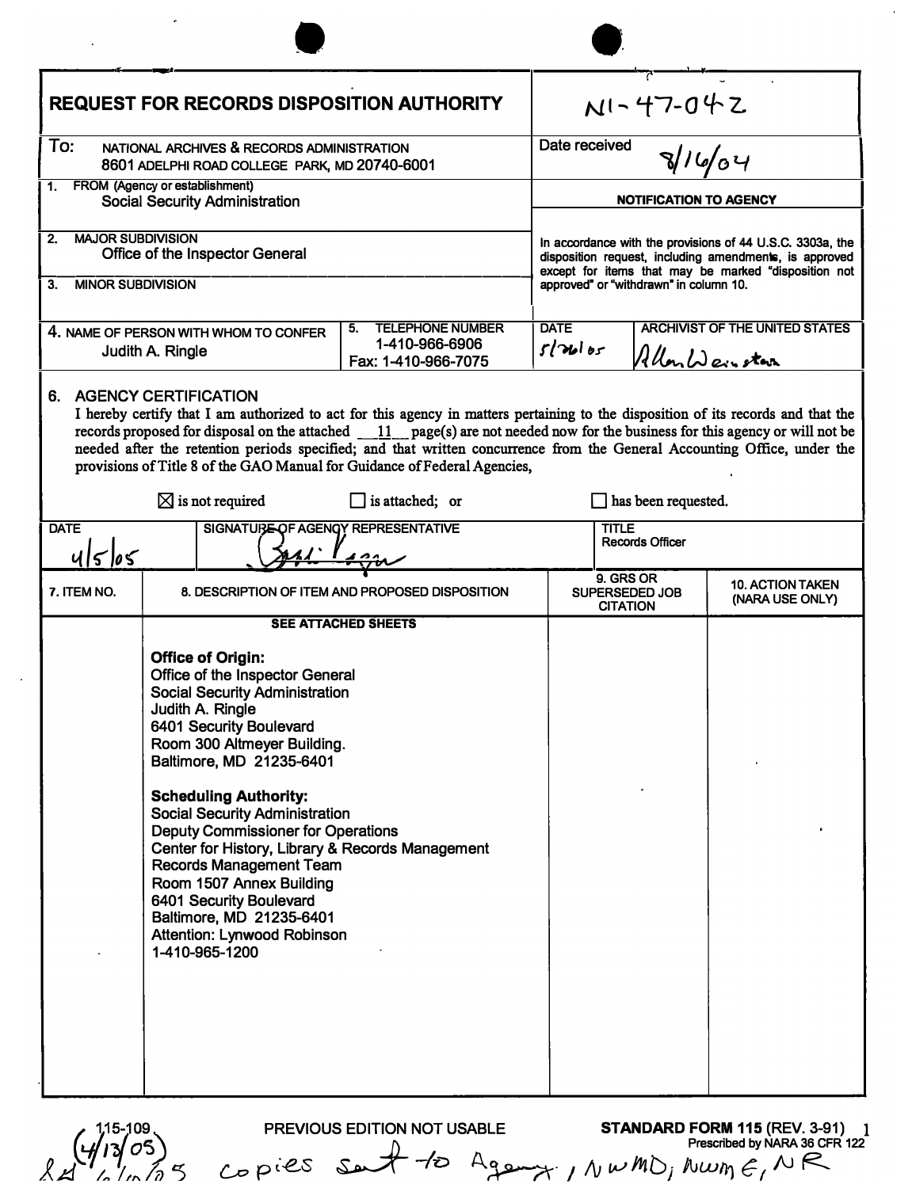# REQUEST FOR RECORDS DISPOSITION AUTHORITY

N1-47-04-2

| | |
|---|---|
| **To:** NATIONAL ARCHIVES & RECORDS ADMINISTRATION<br>8601 ADELPHI ROAD COLLEGE PARK, MD 20740-6001 | Date received 8/16/04 |
| 1. FROM (Agency or establishment)<br>Social Security Administration | **NOTIFICATION TO AGENCY** |
| 2. MAJOR SUBDIVISION<br>Office of the Inspector General | In accordance with the provisions of 44 U.S.C. 3303a, the disposition request, including amendments, is approved except for items that may be marked "disposition not approved" or "withdrawn" in column 10. |
| 3. MINOR SUBDIVISION | |

| 4. NAME OF PERSON WITH WHOM TO CONFER | 5. TELEPHONE NUMBER | DATE | ARCHIVIST OF THE UNITED STATES |
|---|---|---|---|
| Judith A. Ringle | 1-410-966-6906<br>Fax: 1-410-966-7075 | 5/26/05 | Allen Weinstein |

## 6. AGENCY CERTIFICATION

I hereby certify that I am authorized to act for this agency in matters pertaining to the disposition of its records and that the records proposed for disposal on the attached __11__ page(s) are not needed now for the business for this agency or will not be needed after the retention periods specified; and that written concurrence from the General Accounting Office, under the provisions of Title 8 of the GAO Manual for Guidance of Federal Agencies,

☒ is not required ☐ is attached; or ☐ has been requested.

| DATE | SIGNATURE OF AGENCY REPRESENTATIVE | TITLE |
|---|---|---|
| 4/5/05 | [signature] | Records Officer |

| 7. ITEM NO. | 8. DESCRIPTION OF ITEM AND PROPOSED DISPOSITION | 9. GRS OR SUPERSEDED JOB CITATION | 10. ACTION TAKEN (NARA USE ONLY) |
|---|---|---|---|
| | **SEE ATTACHED SHEETS** | | |

**Office of Origin:**
Office of the Inspector General
Social Security Administration
Judith A. Ringle
6401 Security Boulevard
Room 300 Altmeyer Building.
Baltimore, MD 21235-6401

**Scheduling Authority:**
Social Security Administration
Deputy Commissioner for Operations
Center for History, Library & Records Management
Records Management Team
Room 1507 Annex Building
6401 Security Boulevard
Baltimore, MD 21235-6401
Attention: Lynwood Robinson
1-410-965-1200

115-109 (4/13/05) PREVIOUS EDITION NOT USABLE **STANDARD FORM 115** (REV. 3-91)
Prescribed by NARA 36 CFR 122

6/10/05 copies sent to Agency, NWMD, NWME, NR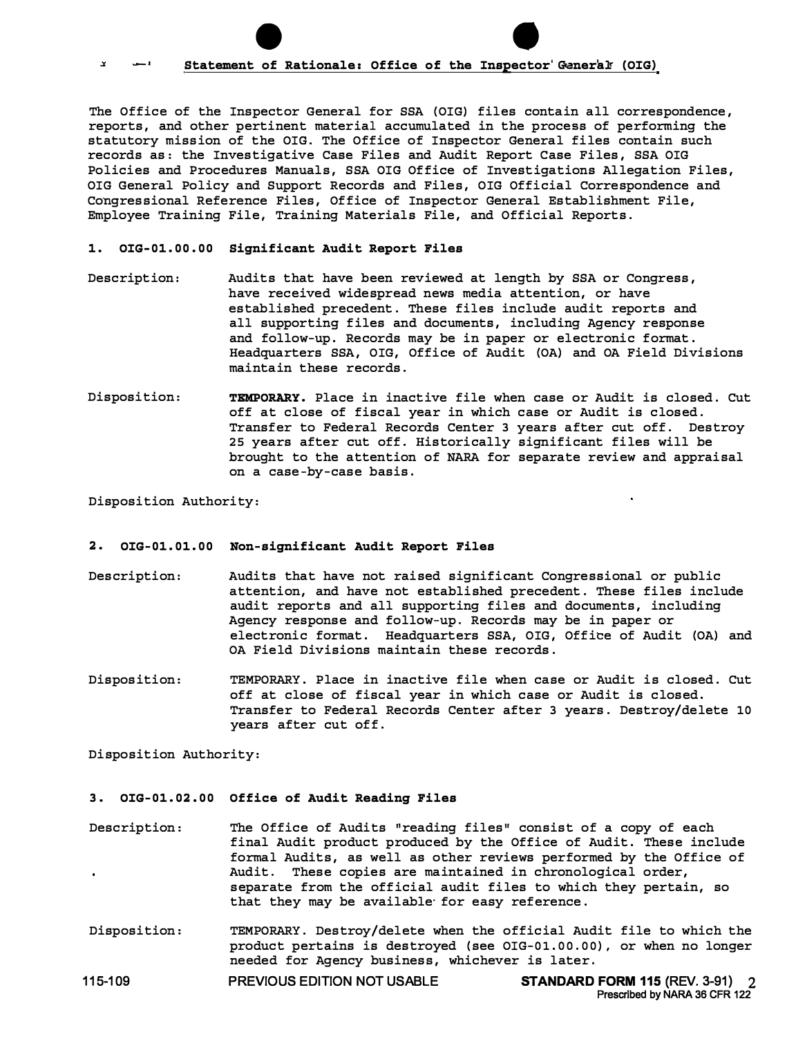## Statement of Rationale: Office of the Inspector General (OIG)

The Office of the Inspector General for SSA (OIG) files contain all correspondence, reports, and other pertinent material accumulated in the process of performing the statutory mission of the OIG. The Office of Inspector General files contain such records as: the Investigative Case Files and Audit Report Case Files, SSA OIG Policies and Procedures Manuals, SSA OIG Office of Investigations Allegation Files, OIG General Policy and Support Records and Files, OIG Official Correspondence and Congressional Reference Files, Office of Inspector General Establishment File, Employee Training File, Training Materials File, and Official Reports.

### 1. OIG-01.00.00 Significant Audit Report Files

Description: Audits that have been reviewed at length by SSA or Congress, have received widespread news media attention, or have established precedent. These files include audit reports and all supporting files and documents, including Agency response and follow-up. Records may be in paper or electronic format. Headquarters SSA, OIG, Office of Audit (OA) and OA Field Divisions maintain these records.

Disposition: **TEMPORARY.** Place in inactive file when case or Audit is closed. Cut off at close of fiscal year in which case or Audit is closed. Transfer to Federal Records Center 3 years after cut off. Destroy 25 years after cut off. Historically significant files will be brought to the attention of NARA for separate review and appraisal on a case-by-case basis.

Disposition Authority:

### 2. OIG-01.01.00 Non-significant Audit Report Files

Description: Audits that have not raised significant Congressional or public attention, and have not established precedent. These files include audit reports and all supporting files and documents, including Agency response and follow-up. Records may be in paper or electronic format. Headquarters SSA, OIG, Office of Audit (OA) and OA Field Divisions maintain these records.

Disposition: TEMPORARY. Place in inactive file when case or Audit is closed. Cut off at close of fiscal year in which case or Audit is closed. Transfer to Federal Records Center after 3 years. Destroy/delete 10 years after cut off.

Disposition Authority:

### 3. OIG-01.02.00 Office of Audit Reading Files

Description: The Office of Audits "reading files" consist of a copy of each final Audit product produced by the Office of Audit. These include formal Audits, as well as other reviews performed by the Office of Audit. These copies are maintained in chronological order, separate from the official audit files to which they pertain, so that they may be available for easy reference.

Disposition: TEMPORARY. Destroy/delete when the official Audit file to which the product pertains is destroyed (see OIG-01.00.00), or when no longer needed for Agency business, whichever is later.

115-109 PREVIOUS EDITION NOT USABLE **STANDARD FORM 115** (REV. 3-91) Prescribed by NARA 36 CFR 122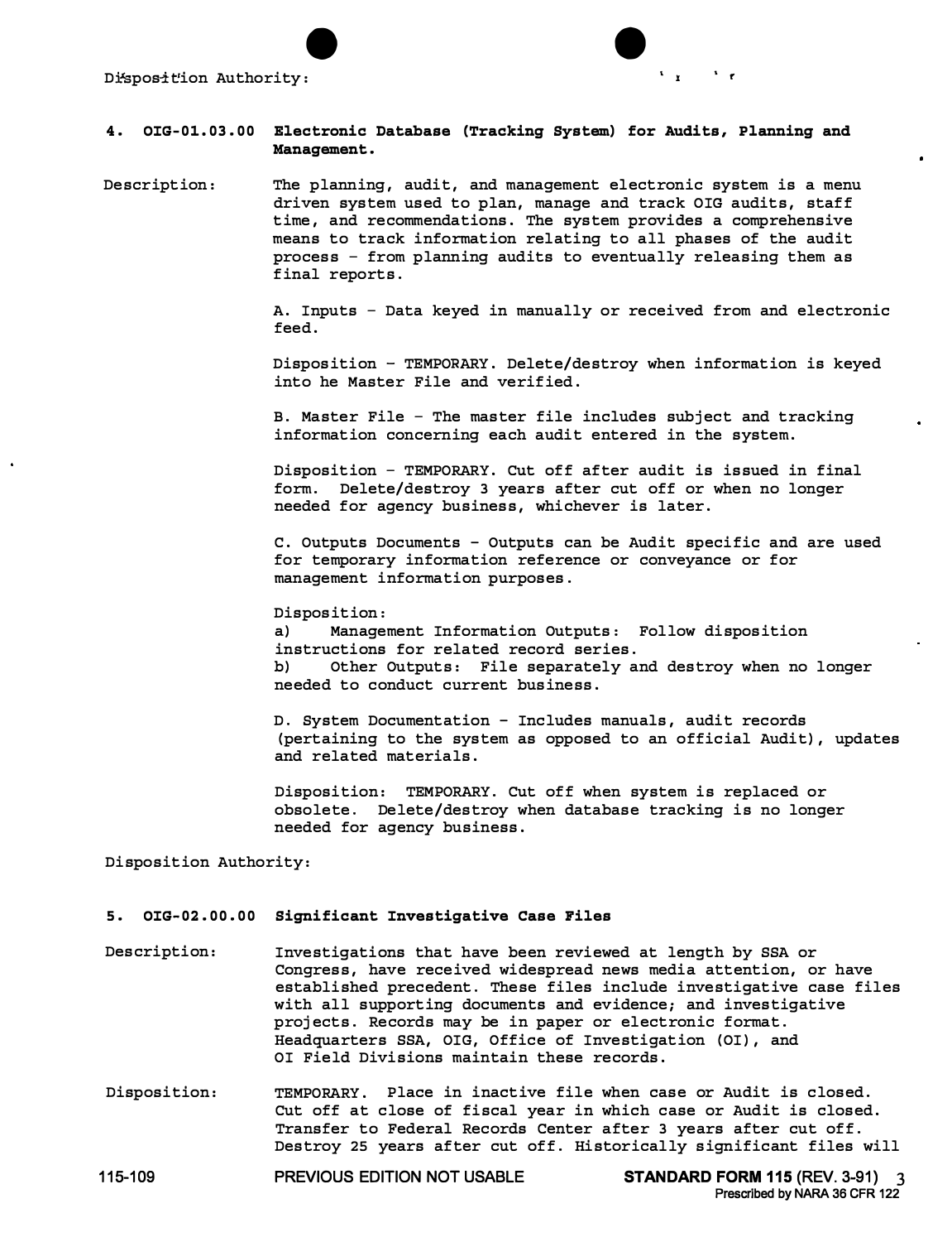Disposition Authority:

**4. OIG-01.03.00 Electronic Database (Tracking System) for Audits, Planning and Management.**

Description: The planning, audit, and management electronic system is a menu driven system used to plan, manage and track OIG audits, staff time, and recommendations. The system provides a comprehensive means to track information relating to all phases of the audit process - from planning audits to eventually releasing them as final reports.

A. Inputs - Data keyed in manually or received from and electronic feed.

Disposition - TEMPORARY. Delete/destroy when information is keyed into he Master File and verified.

B. Master File - The master file includes subject and tracking information concerning each audit entered in the system.

Disposition - TEMPORARY. Cut off after audit is issued in final form. Delete/destroy 3 years after cut off or when no longer needed for agency business, whichever is later.

C. Outputs Documents - Outputs can be Audit specific and are used for temporary information reference or conveyance or for management information purposes.

Disposition:
a) Management Information Outputs: Follow disposition instructions for related record series.
b) Other Outputs: File separately and destroy when no longer needed to conduct current business.

D. System Documentation - Includes manuals, audit records (pertaining to the system as opposed to an official Audit), updates and related materials.

Disposition: TEMPORARY. Cut off when system is replaced or obsolete. Delete/destroy when database tracking is no longer needed for agency business.

Disposition Authority:

**5. OIG-02.00.00 Significant Investigative Case Files**

Description: Investigations that have been reviewed at length by SSA or Congress, have received widespread news media attention, or have established precedent. These files include investigative case files with all supporting documents and evidence; and investigative projects. Records may be in paper or electronic format. Headquarters SSA, OIG, Office of Investigation (OI), and OI Field Divisions maintain these records.

Disposition: TEMPORARY. Place in inactive file when case or Audit is closed. Cut off at close of fiscal year in which case or Audit is closed. Transfer to Federal Records Center after 3 years after cut off. Destroy 25 years after cut off. Historically significant files will

115-109 PREVIOUS EDITION NOT USABLE **STANDARD FORM 115** (REV. 3-91) Prescribed by NARA 36 CFR 122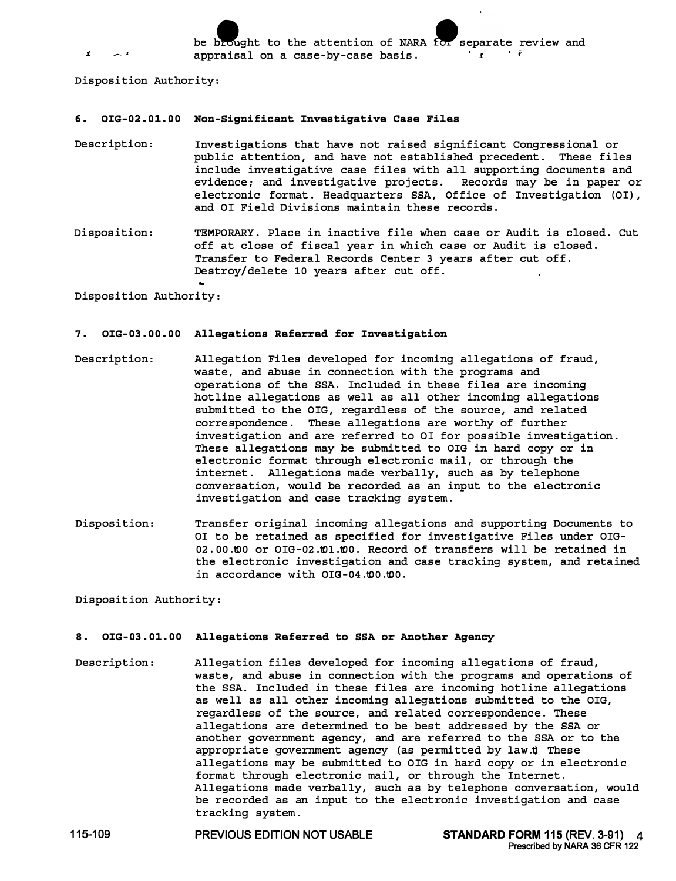be brought to the attention of NARA for separate review and appraisal on a case-by-case basis.

Disposition Authority:

**6. OIG-02.01.00 Non-Significant Investigative Case Files**

Description: Investigations that have not raised significant Congressional or public attention, and have not established precedent. These files include investigative case files with all supporting documents and evidence; and investigative projects. Records may be in paper or electronic format. Headquarters SSA, Office of Investigation (OI), and OI Field Divisions maintain these records.

Disposition: TEMPORARY. Place in inactive file when case or Audit is closed. Cut off at close of fiscal year in which case or Audit is closed. Transfer to Federal Records Center 3 years after cut off. Destroy/delete 10 years after cut off.

Disposition Authority:

**7. OIG-03.00.00 Allegations Referred for Investigation**

Description: Allegation Files developed for incoming allegations of fraud, waste, and abuse in connection with the programs and operations of the SSA. Included in these files are incoming hotline allegations as well as all other incoming allegations submitted to the OIG, regardless of the source, and related correspondence. These allegations are worthy of further investigation and are referred to OI for possible investigation. These allegations may be submitted to OIG in hard copy or in electronic format through electronic mail, or through the internet. Allegations made verbally, such as by telephone conversation, would be recorded as an input to the electronic investigation and case tracking system.

Disposition: Transfer original incoming allegations and supporting Documents to OI to be retained as specified for investigative Files under OIG-02.00.00 or OIG-02.01.00. Record of transfers will be retained in the electronic investigation and case tracking system, and retained in accordance with OIG-04.00.00.

Disposition Authority:

**8. OIG-03.01.00 Allegations Referred to SSA or Another Agency**

Description: Allegation files developed for incoming allegations of fraud, waste, and abuse in connection with the programs and operations of the SSA. Included in these files are incoming hotline allegations as well as all other incoming allegations submitted to the OIG, regardless of the source, and related correspondence. These allegations are determined to be best addressed by the SSA or another government agency, and are referred to the SSA or to the appropriate government agency (as permitted by law.) These allegations may be submitted to OIG in hard copy or in electronic format through electronic mail, or through the Internet. Allegations made verbally, such as by telephone conversation, would be recorded as an input to the electronic investigation and case tracking system.

115-109 PREVIOUS EDITION NOT USABLE **STANDARD FORM 115** (REV. 3-91) Prescribed by NARA 36 CFR 122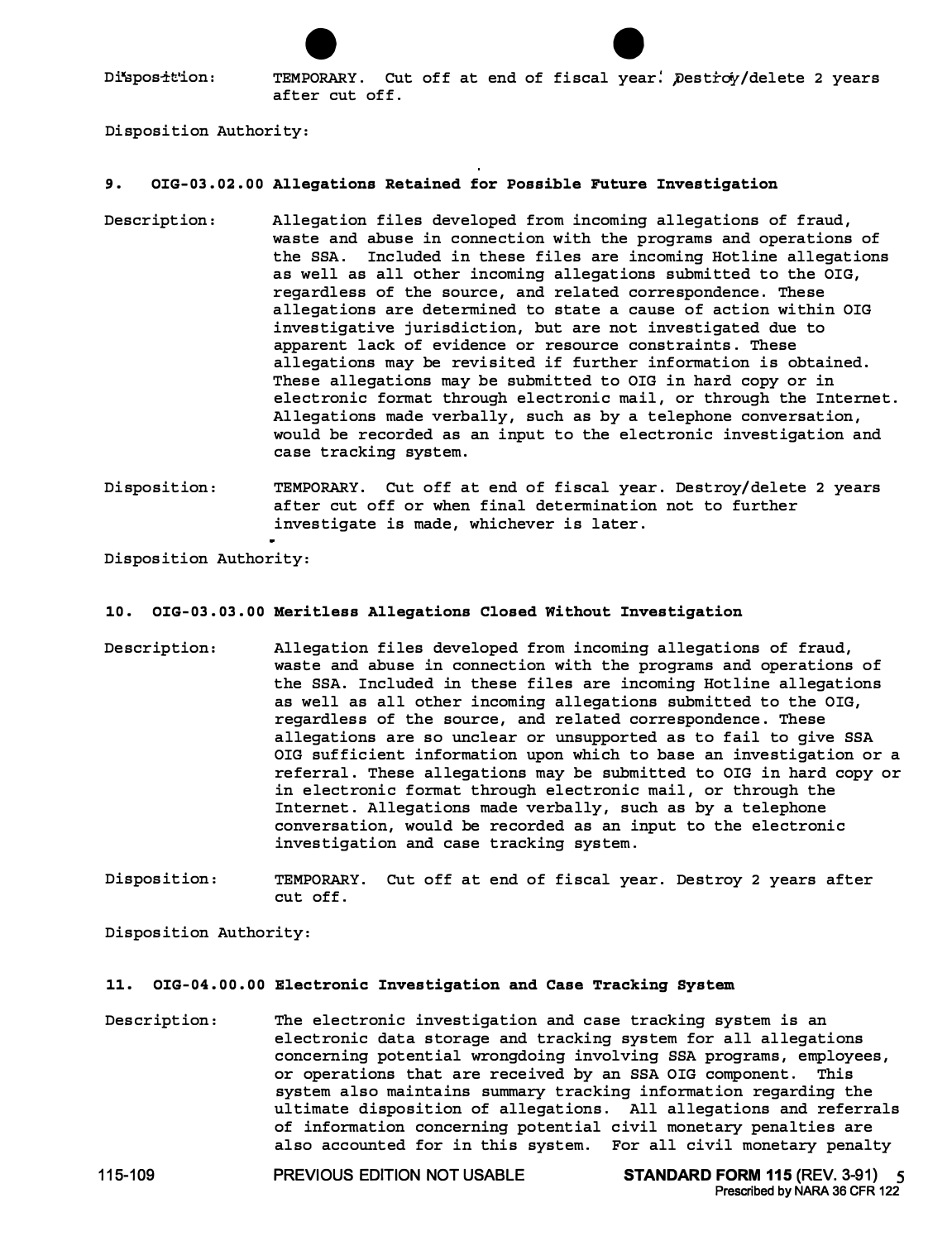Disposition: TEMPORARY. Cut off at end of fiscal year. Destroy/delete 2 years after cut off.

Disposition Authority:

### 9. OIG-03.02.00 Allegations Retained for Possible Future Investigation

Description: Allegation files developed from incoming allegations of fraud, waste and abuse in connection with the programs and operations of the SSA. Included in these files are incoming Hotline allegations as well as all other incoming allegations submitted to the OIG, regardless of the source, and related correspondence. These allegations are determined to state a cause of action within OIG investigative jurisdiction, but are not investigated due to apparent lack of evidence or resource constraints. These allegations may be revisited if further information is obtained. These allegations may be submitted to OIG in hard copy or in electronic format through electronic mail, or through the Internet. Allegations made verbally, such as by a telephone conversation, would be recorded as an input to the electronic investigation and case tracking system.

Disposition: TEMPORARY. Cut off at end of fiscal year. Destroy/delete 2 years after cut off or when final determination not to further investigate is made, whichever is later.

Disposition Authority:

### 10. OIG-03.03.00 Meritless Allegations Closed Without Investigation

Description: Allegation files developed from incoming allegations of fraud, waste and abuse in connection with the programs and operations of the SSA. Included in these files are incoming Hotline allegations as well as all other incoming allegations submitted to the OIG, regardless of the source, and related correspondence. These allegations are so unclear or unsupported as to fail to give SSA OIG sufficient information upon which to base an investigation or a referral. These allegations may be submitted to OIG in hard copy or in electronic format through electronic mail, or through the Internet. Allegations made verbally, such as by a telephone conversation, would be recorded as an input to the electronic investigation and case tracking system.

Disposition: TEMPORARY. Cut off at end of fiscal year. Destroy 2 years after cut off.

Disposition Authority:

### 11. OIG-04.00.00 Electronic Investigation and Case Tracking System

Description: The electronic investigation and case tracking system is an electronic data storage and tracking system for all allegations concerning potential wrongdoing involving SSA programs, employees, or operations that are received by an SSA OIG component. This system also maintains summary tracking information regarding the ultimate disposition of allegations. All allegations and referrals of information concerning potential civil monetary penalties are also accounted for in this system. For all civil monetary penalty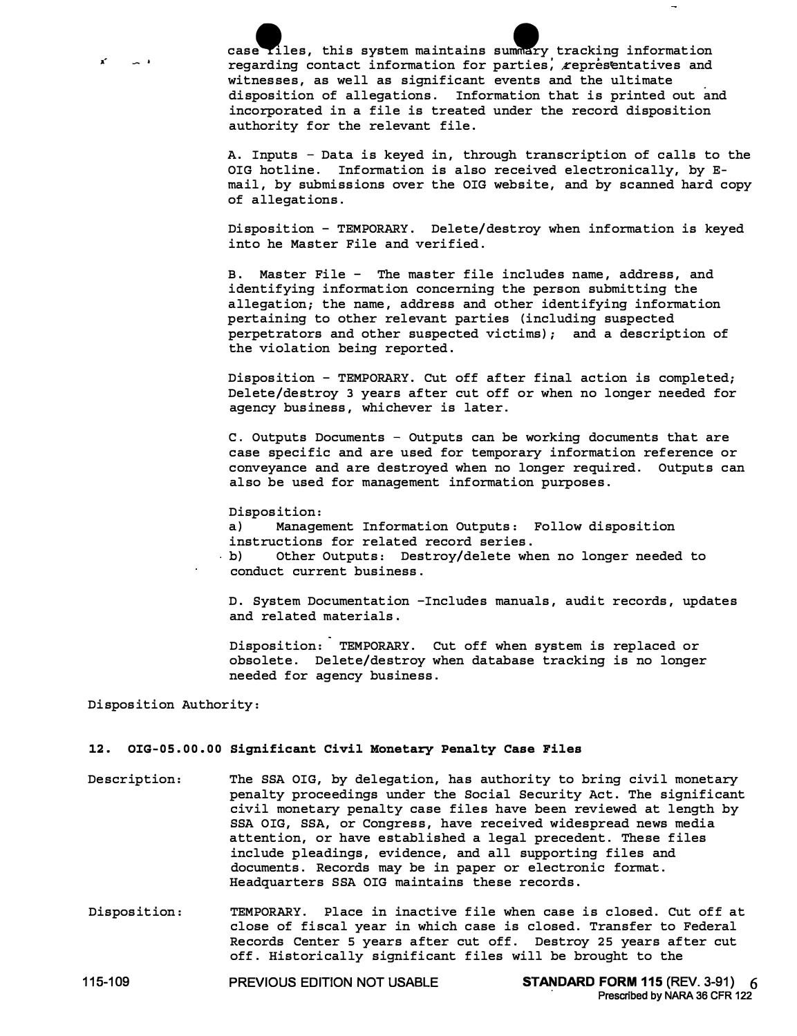case files, this system maintains summary tracking information regarding contact information for parties, representatives and witnesses, as well as significant events and the ultimate disposition of allegations. Information that is printed out and incorporated in a file is treated under the record disposition authority for the relevant file.

A. Inputs - Data is keyed in, through transcription of calls to the OIG hotline. Information is also received electronically, by E-mail, by submissions over the OIG website, and by scanned hard copy of allegations.

Disposition - TEMPORARY. Delete/destroy when information is keyed into he Master File and verified.

B. Master File - The master file includes name, address, and identifying information concerning the person submitting the allegation; the name, address and other identifying information pertaining to other relevant parties (including suspected perpetrators and other suspected victims); and a description of the violation being reported.

Disposition - TEMPORARY. Cut off after final action is completed; Delete/destroy 3 years after cut off or when no longer needed for agency business, whichever is later.

C. Outputs Documents - Outputs can be working documents that are case specific and are used for temporary information reference or conveyance and are destroyed when no longer required. Outputs can also be used for management information purposes.

Disposition:
a) Management Information Outputs: Follow disposition instructions for related record series.
b) Other Outputs: Destroy/delete when no longer needed to conduct current business.

D. System Documentation -Includes manuals, audit records, updates and related materials.

Disposition: TEMPORARY. Cut off when system is replaced or obsolete. Delete/destroy when database tracking is no longer needed for agency business.

Disposition Authority:

**12. OIG-05.00.00 Significant Civil Monetary Penalty Case Files**

Description: The SSA OIG, by delegation, has authority to bring civil monetary penalty proceedings under the Social Security Act. The significant civil monetary penalty case files have been reviewed at length by SSA OIG, SSA, or Congress, have received widespread news media attention, or have established a legal precedent. These files include pleadings, evidence, and all supporting files and documents. Records may be in paper or electronic format. Headquarters SSA OIG maintains these records.

Disposition: TEMPORARY. Place in inactive file when case is closed. Cut off at close of fiscal year in which case is closed. Transfer to Federal Records Center 5 years after cut off. Destroy 25 years after cut off. Historically significant files will be brought to the

115-109 PREVIOUS EDITION NOT USABLE **STANDARD FORM 115** (REV. 3-91)
Prescribed by NARA 36 CFR 122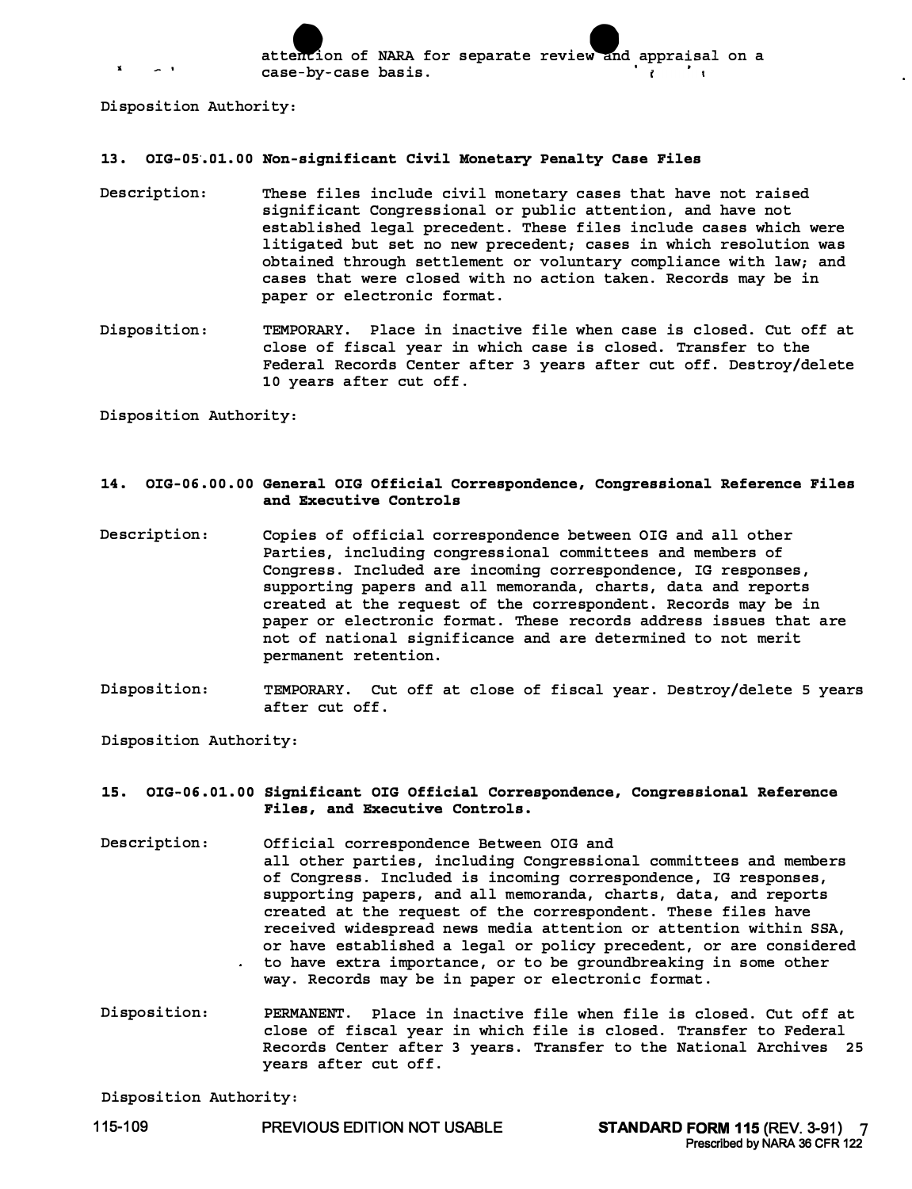attention of NARA for separate review and appraisal on a case-by-case basis.

Disposition Authority:

**13. OIG-05.01.00 Non-significant Civil Monetary Penalty Case Files**

Description: These files include civil monetary cases that have not raised significant Congressional or public attention, and have not established legal precedent. These files include cases which were litigated but set no new precedent; cases in which resolution was obtained through settlement or voluntary compliance with law; and cases that were closed with no action taken. Records may be in paper or electronic format.

Disposition: TEMPORARY. Place in inactive file when case is closed. Cut off at close of fiscal year in which case is closed. Transfer to the Federal Records Center after 3 years after cut off. Destroy/delete 10 years after cut off.

Disposition Authority:

**14. OIG-06.00.00 General OIG Official Correspondence, Congressional Reference Files and Executive Controls**

Description: Copies of official correspondence between OIG and all other Parties, including congressional committees and members of Congress. Included are incoming correspondence, IG responses, supporting papers and all memoranda, charts, data and reports created at the request of the correspondent. Records may be in paper or electronic format. These records address issues that are not of national significance and are determined to not merit permanent retention.

Disposition: TEMPORARY. Cut off at close of fiscal year. Destroy/delete 5 years after cut off.

Disposition Authority:

**15. OIG-06.01.00 Significant OIG Official Correspondence, Congressional Reference Files, and Executive Controls.**

Description: Official correspondence Between OIG and all other parties, including Congressional committees and members of Congress. Included is incoming correspondence, IG responses, supporting papers, and all memoranda, charts, data, and reports created at the request of the correspondent. These files have received widespread news media attention or attention within SSA, or have established a legal or policy precedent, or are considered to have extra importance, or to be groundbreaking in some other way. Records may be in paper or electronic format.

Disposition: PERMANENT. Place in inactive file when file is closed. Cut off at close of fiscal year in which file is closed. Transfer to Federal Records Center after 3 years. Transfer to the National Archives 25 years after cut off.

Disposition Authority: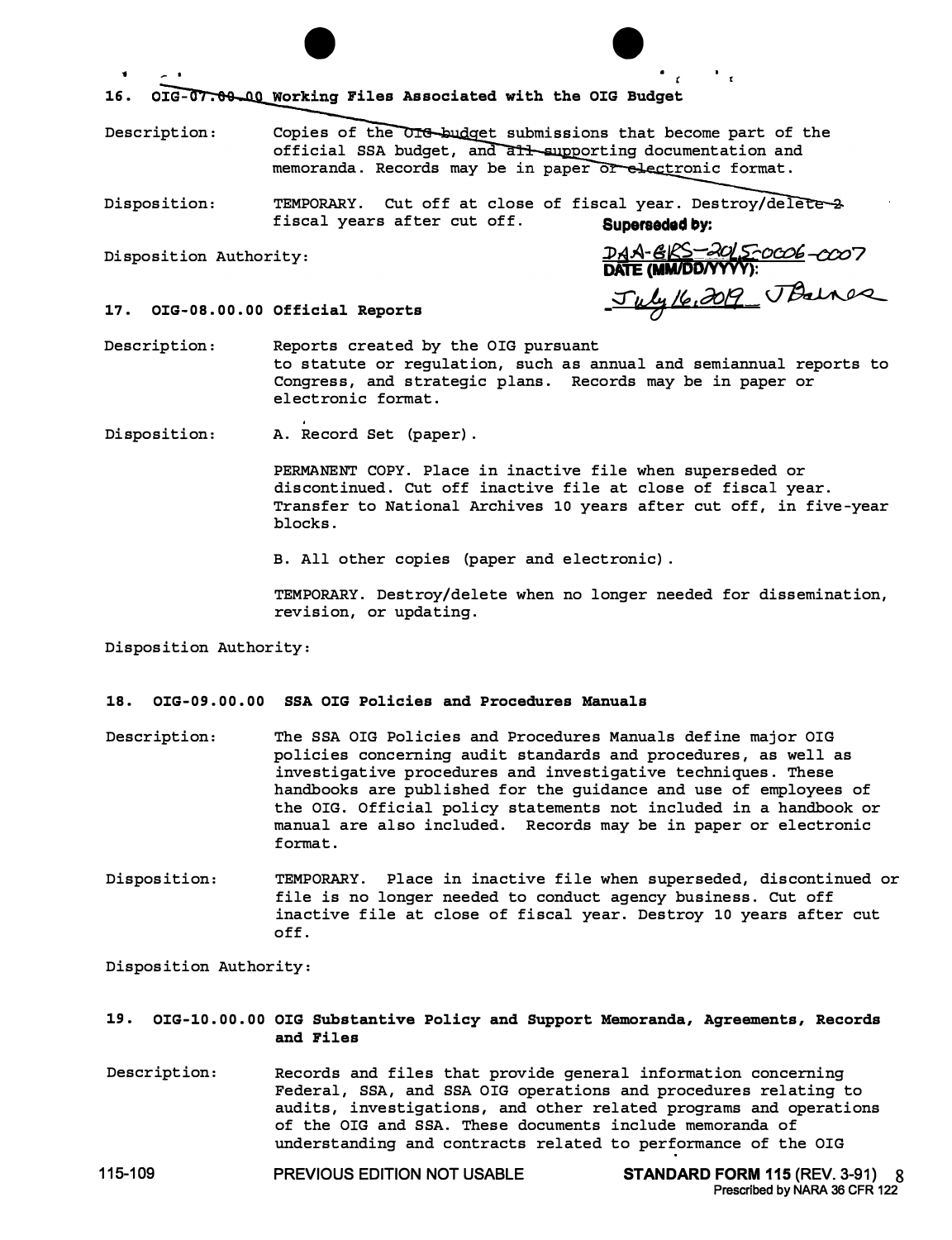**16. OIG-07.00.00 Working Files Associated with the OIG Budget**

Description: Copies of the OIG budget submissions that become part of the official SSA budget, and all supporting documentation and memoranda. Records may be in paper or electronic format.

Disposition: TEMPORARY. Cut off at close of fiscal year. Destroy/delete 2 fiscal years after cut off.

**Superseded by:** DAA-0KS-2015-0006-0007
**DATE (MM/DD/YYYY):** July 16, 2019 J Barnes

Disposition Authority:

**17. OIG-08.00.00 Official Reports**

Description: Reports created by the OIG pursuant to statute or regulation, such as annual and semiannual reports to Congress, and strategic plans. Records may be in paper or electronic format.

Disposition: A. Record Set (paper).

PERMANENT COPY. Place in inactive file when superseded or discontinued. Cut off inactive file at close of fiscal year. Transfer to National Archives 10 years after cut off, in five-year blocks.

B. All other copies (paper and electronic).

TEMPORARY. Destroy/delete when no longer needed for dissemination, revision, or updating.

Disposition Authority:

**18. OIG-09.00.00 SSA OIG Policies and Procedures Manuals**

Description: The SSA OIG Policies and Procedures Manuals define major OIG policies concerning audit standards and procedures, as well as investigative procedures and investigative techniques. These handbooks are published for the guidance and use of employees of the OIG. Official policy statements not included in a handbook or manual are also included. Records may be in paper or electronic format.

Disposition: TEMPORARY. Place in inactive file when superseded, discontinued or file is no longer needed to conduct agency business. Cut off inactive file at close of fiscal year. Destroy 10 years after cut off.

Disposition Authority:

**19. OIG-10.00.00 OIG Substantive Policy and Support Memoranda, Agreements, Records and Files**

Description: Records and files that provide general information concerning Federal, SSA, and SSA OIG operations and procedures relating to audits, investigations, and other related programs and operations of the OIG and SSA. These documents include memoranda of understanding and contracts related to performance of the OIG

115-109 PREVIOUS EDITION NOT USABLE **STANDARD FORM 115** (REV. 3-91) Prescribed by NARA 36 CFR 122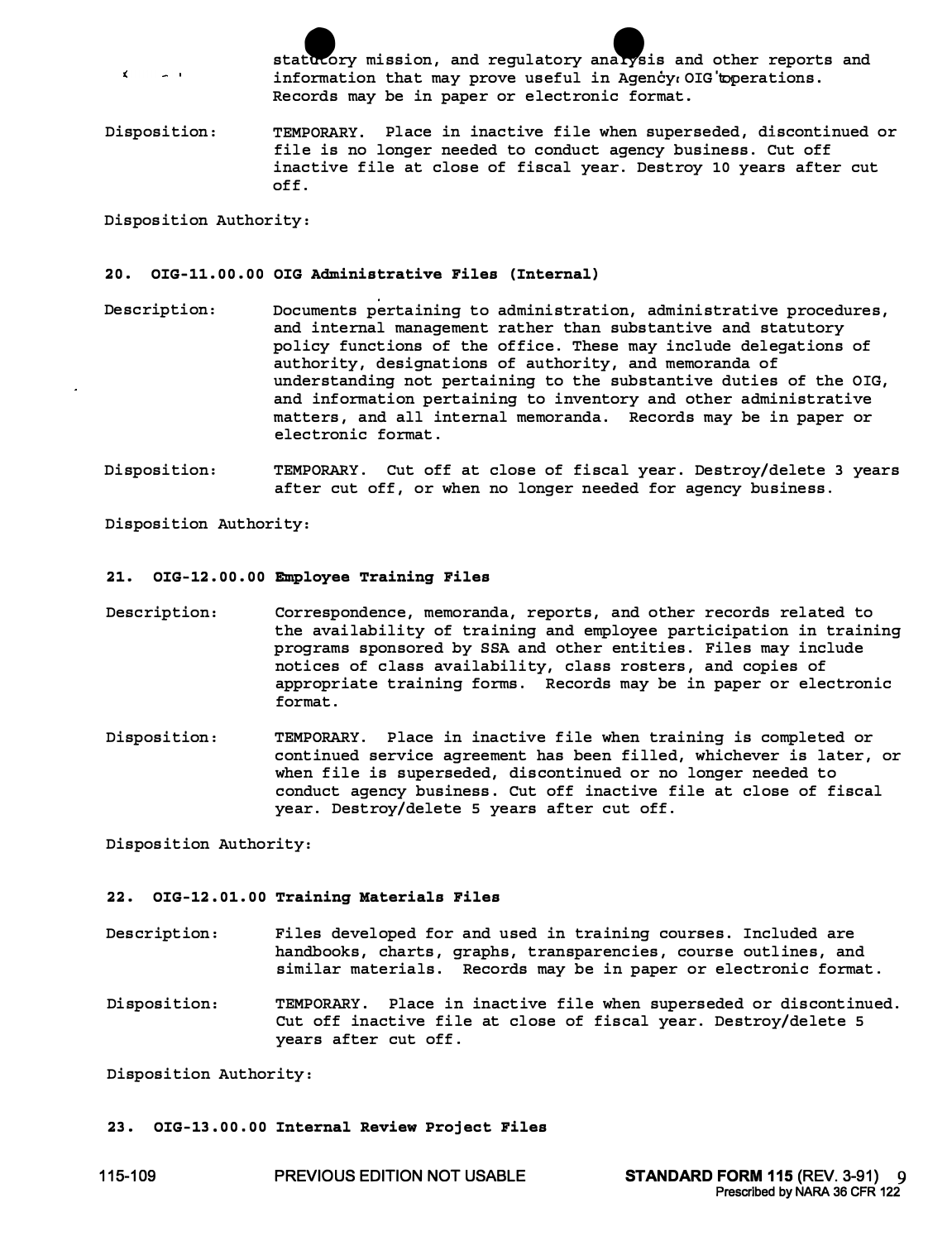statutory mission, and regulatory analysis and other reports and information that may prove useful in Agency OIG operations. Records may be in paper or electronic format.

Disposition: TEMPORARY. Place in inactive file when superseded, discontinued or file is no longer needed to conduct agency business. Cut off inactive file at close of fiscal year. Destroy 10 years after cut off.

Disposition Authority:

**20. OIG-11.00.00 OIG Administrative Files (Internal)**

Description: Documents pertaining to administration, administrative procedures, and internal management rather than substantive and statutory policy functions of the office. These may include delegations of authority, designations of authority, and memoranda of understanding not pertaining to the substantive duties of the OIG, and information pertaining to inventory and other administrative matters, and all internal memoranda. Records may be in paper or electronic format.

Disposition: TEMPORARY. Cut off at close of fiscal year. Destroy/delete 3 years after cut off, or when no longer needed for agency business.

Disposition Authority:

**21. OIG-12.00.00 Employee Training Files**

Description: Correspondence, memoranda, reports, and other records related to the availability of training and employee participation in training programs sponsored by SSA and other entities. Files may include notices of class availability, class rosters, and copies of appropriate training forms. Records may be in paper or electronic format.

Disposition: TEMPORARY. Place in inactive file when training is completed or continued service agreement has been filled, whichever is later, or when file is superseded, discontinued or no longer needed to conduct agency business. Cut off inactive file at close of fiscal year. Destroy/delete 5 years after cut off.

Disposition Authority:

**22. OIG-12.01.00 Training Materials Files**

Description: Files developed for and used in training courses. Included are handbooks, charts, graphs, transparencies, course outlines, and similar materials. Records may be in paper or electronic format.

Disposition: TEMPORARY. Place in inactive file when superseded or discontinued. Cut off inactive file at close of fiscal year. Destroy/delete 5 years after cut off.

Disposition Authority:

**23. OIG-13.00.00 Internal Review Project Files**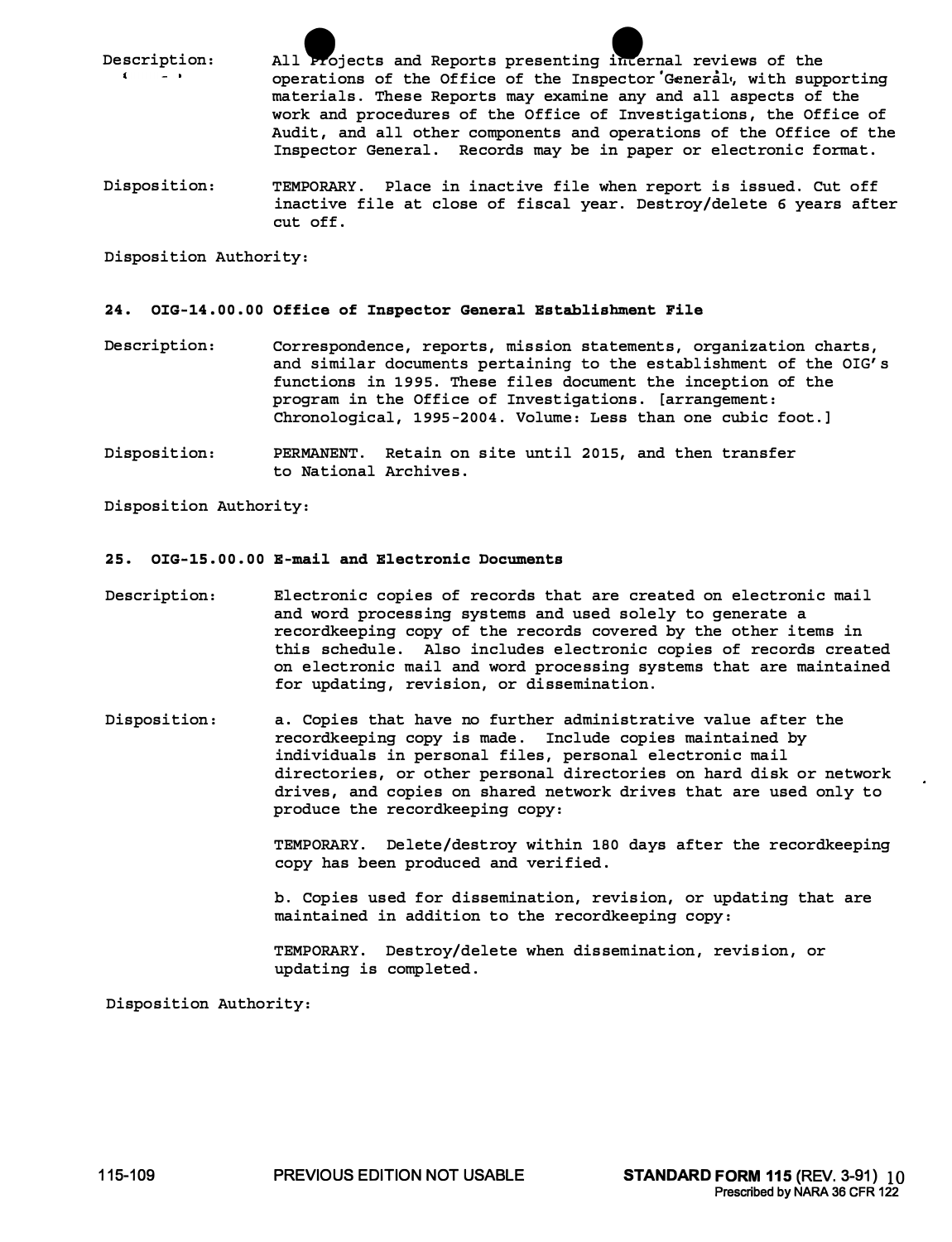Description: All Projects and Reports presenting internal reviews of the operations of the Office of the Inspector General, with supporting materials. These Reports may examine any and all aspects of the work and procedures of the Office of Investigations, the Office of Audit, and all other components and operations of the Office of the Inspector General. Records may be in paper or electronic format.

Disposition: TEMPORARY. Place in inactive file when report is issued. Cut off inactive file at close of fiscal year. Destroy/delete 6 years after cut off.

Disposition Authority:

**24. OIG-14.00.00 Office of Inspector General Establishment File**

Description: Correspondence, reports, mission statements, organization charts, and similar documents pertaining to the establishment of the OIG's functions in 1995. These files document the inception of the program in the Office of Investigations. [arrangement: Chronological, 1995-2004. Volume: Less than one cubic foot.]

Disposition: PERMANENT. Retain on site until 2015, and then transfer to National Archives.

Disposition Authority:

**25. OIG-15.00.00 E-mail and Electronic Documents**

Description: Electronic copies of records that are created on electronic mail and word processing systems and used solely to generate a recordkeeping copy of the records covered by the other items in this schedule. Also includes electronic copies of records created on electronic mail and word processing systems that are maintained for updating, revision, or dissemination.

Disposition: a. Copies that have no further administrative value after the recordkeeping copy is made. Include copies maintained by individuals in personal files, personal electronic mail directories, or other personal directories on hard disk or network drives, and copies on shared network drives that are used only to produce the recordkeeping copy:

TEMPORARY. Delete/destroy within 180 days after the recordkeeping copy has been produced and verified.

b. Copies used for dissemination, revision, or updating that are maintained in addition to the recordkeeping copy:

TEMPORARY. Destroy/delete when dissemination, revision, or updating is completed.

Disposition Authority:

115-109 PREVIOUS EDITION NOT USABLE **STANDARD FORM 115** (REV. 3-91) Prescribed by NARA 36 CFR 122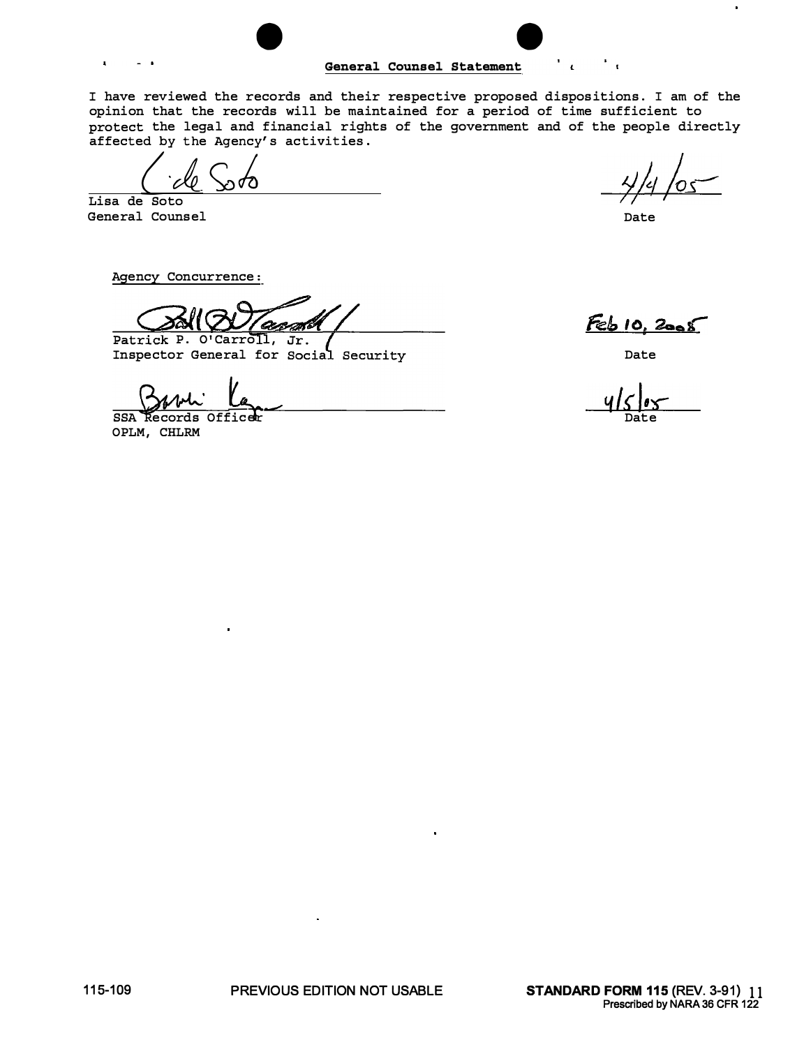**General Counsel Statement**

I have reviewed the records and their respective proposed dispositions. I am of the opinion that the records will be maintained for a period of time sufficient to protect the legal and financial rights of the government and of the people directly affected by the Agency's activities.

Lisa de Soto
General Counsel

4/4/05
Date

Agency Concurrence:

Patrick P. O'Carroll, Jr.
Inspector General for Social Security

Feb 10, 2005
Date

SSA Records Officer
OPLM, CHLRM

4/5/05
Date

115-109 PREVIOUS EDITION NOT USABLE **STANDARD FORM 115** (REV. 3-91)
Prescribed by NARA 36 CFR 122